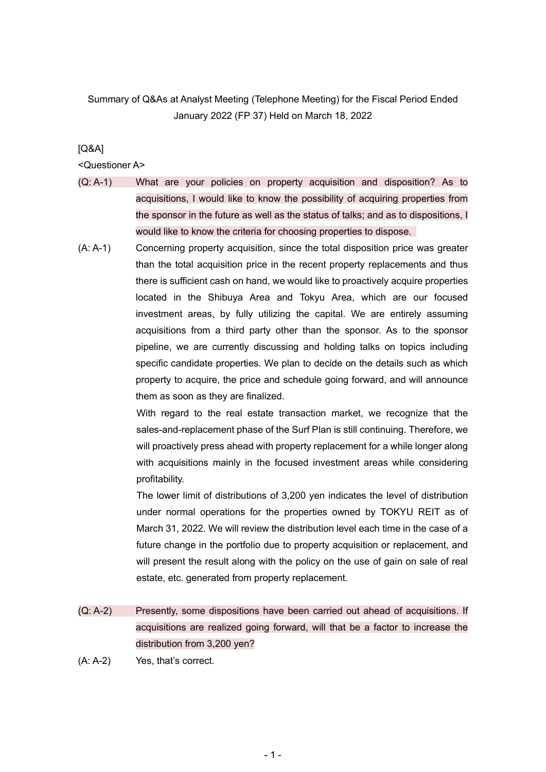Summary of Q&As at Analyst Meeting (Telephone Meeting) for the Fiscal Period Ended January 2022 (FP 37) Held on March 18, 2022

[Q&A]

<Questioner A>

(Q: A-1) What are your policies on property acquisition and disposition? As to acquisitions, I would like to know the possibility of acquiring properties from the sponsor in the future as well as the status of talks; and as to dispositions, I would like to know the criteria for choosing properties to dispose.

(A: A-1) Concerning property acquisition, since the total disposition price was greater than the total acquisition price in the recent property replacements and thus there is sufficient cash on hand, we would like to proactively acquire properties located in the Shibuya Area and Tokyu Area, which are our focused investment areas, by fully utilizing the capital. We are entirely assuming acquisitions from a third party other than the sponsor. As to the sponsor pipeline, we are currently discussing and holding talks on topics including specific candidate properties. We plan to decide on the details such as which property to acquire, the price and schedule going forward, and will announce them as soon as they are finalized.

With regard to the real estate transaction market, we recognize that the sales-and-replacement phase of the Surf Plan is still continuing. Therefore, we will proactively press ahead with property replacement for a while longer along with acquisitions mainly in the focused investment areas while considering profitability.

The lower limit of distributions of 3,200 yen indicates the level of distribution under normal operations for the properties owned by TOKYU REIT as of March 31, 2022. We will review the distribution level each time in the case of a future change in the portfolio due to property acquisition or replacement, and will present the result along with the policy on the use of gain on sale of real estate, etc. generated from property replacement.

(Q: A-2) Presently, some dispositions have been carried out ahead of acquisitions. If acquisitions are realized going forward, will that be a factor to increase the distribution from 3,200 yen?

(A: A-2) Yes, that's correct.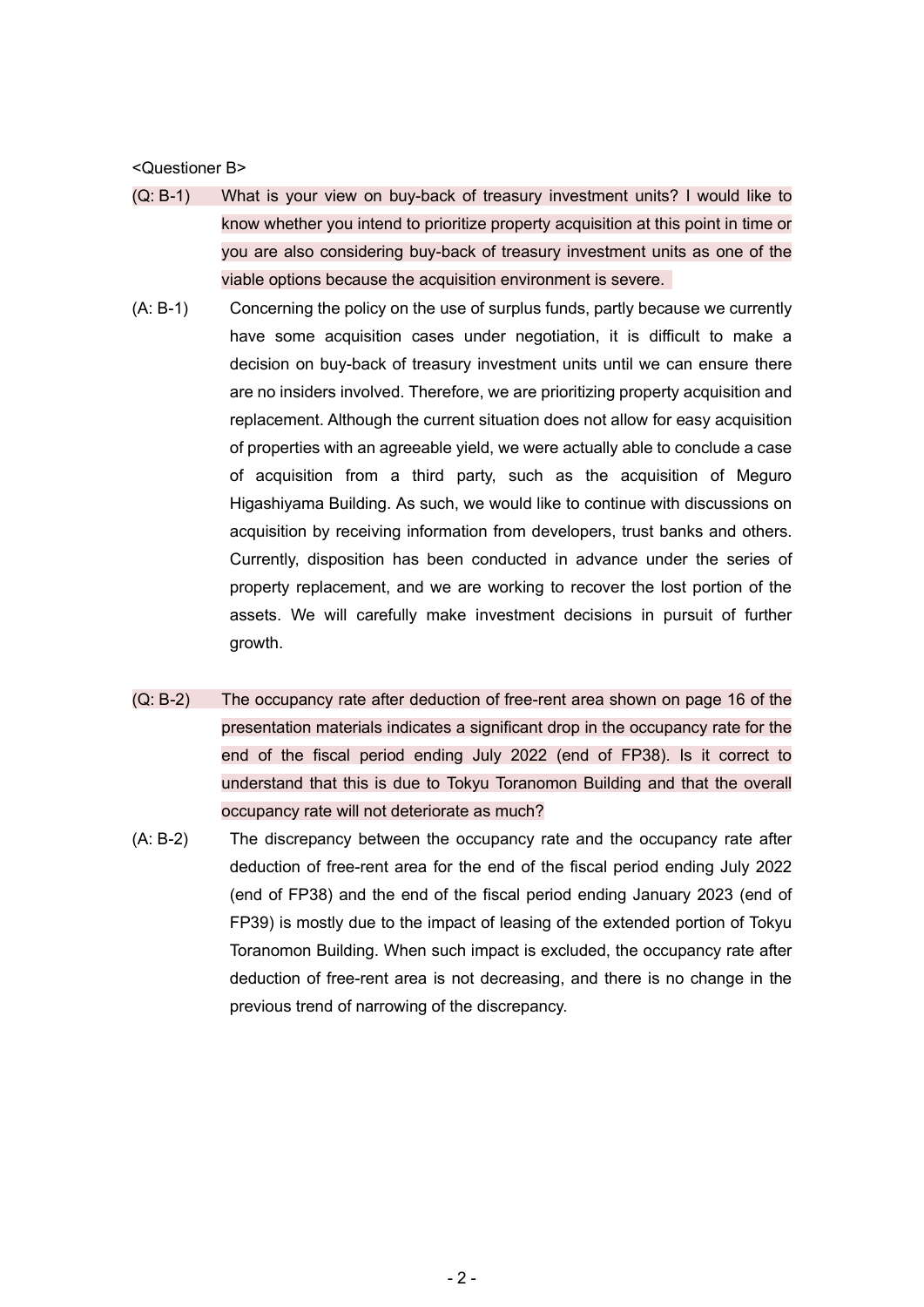<Questioner B>

(Q: B-1) What is your view on buy-back of treasury investment units? I would like to know whether you intend to prioritize property acquisition at this point in time or you are also considering buy-back of treasury investment units as one of the viable options because the acquisition environment is severe.

(A: B-1) Concerning the policy on the use of surplus funds, partly because we currently have some acquisition cases under negotiation, it is difficult to make a decision on buy-back of treasury investment units until we can ensure there are no insiders involved. Therefore, we are prioritizing property acquisition and replacement. Although the current situation does not allow for easy acquisition of properties with an agreeable yield, we were actually able to conclude a case of acquisition from a third party, such as the acquisition of Meguro Higashiyama Building. As such, we would like to continue with discussions on acquisition by receiving information from developers, trust banks and others. Currently, disposition has been conducted in advance under the series of property replacement, and we are working to recover the lost portion of the assets. We will carefully make investment decisions in pursuit of further growth.

(Q: B-2) The occupancy rate after deduction of free-rent area shown on page 16 of the presentation materials indicates a significant drop in the occupancy rate for the end of the fiscal period ending July 2022 (end of FP38). Is it correct to understand that this is due to Tokyu Toranomon Building and that the overall occupancy rate will not deteriorate as much?

(A: B-2) The discrepancy between the occupancy rate and the occupancy rate after deduction of free-rent area for the end of the fiscal period ending July 2022 (end of FP38) and the end of the fiscal period ending January 2023 (end of FP39) is mostly due to the impact of leasing of the extended portion of Tokyu Toranomon Building. When such impact is excluded, the occupancy rate after deduction of free-rent area is not decreasing, and there is no change in the previous trend of narrowing of the discrepancy.